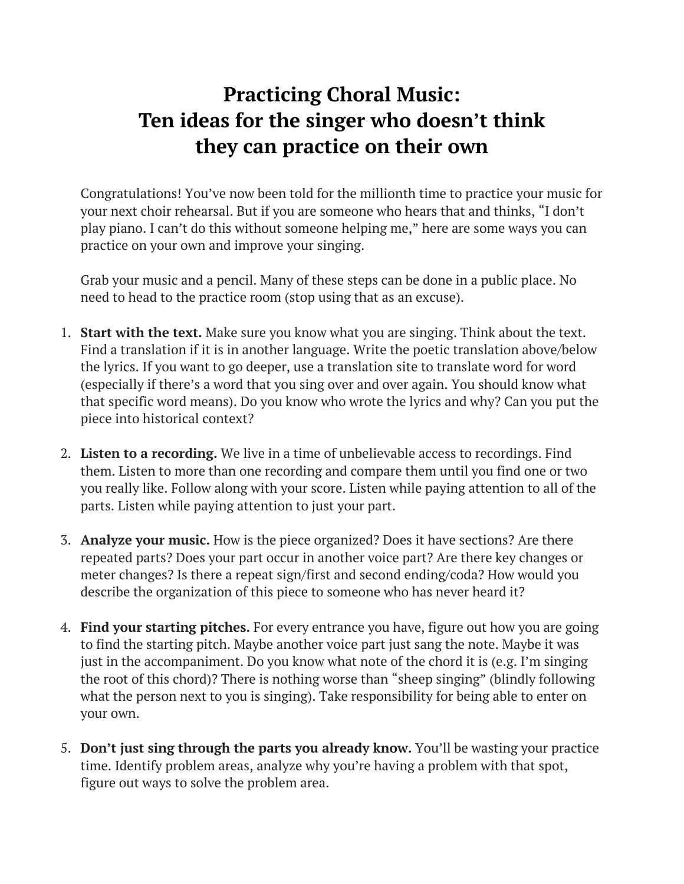# Practicing Choral Music: Ten ideas for the singer who doesn't think they can practice on their own

Congratulations! You've now been told for the millionth time to practice your music for your next choir rehearsal. But if you are someone who hears that and thinks, "I don't play piano. I can't do this without someone helping me," here are some ways you can practice on your own and improve your singing.

Grab your music and a pencil. Many of these steps can be done in a public place. No need to head to the practice room (stop using that as an excuse).

1. **Start with the text.** Make sure you know what you are singing. Think about the text. Find a translation if it is in another language. Write the poetic translation above/below the lyrics. If you want to go deeper, use a translation site to translate word for word (especially if there's a word that you sing over and over again. You should know what that specific word means). Do you know who wrote the lyrics and why? Can you put the piece into historical context?

2. **Listen to a recording.** We live in a time of unbelievable access to recordings. Find them. Listen to more than one recording and compare them until you find one or two you really like. Follow along with your score. Listen while paying attention to all of the parts. Listen while paying attention to just your part.

3. **Analyze your music.** How is the piece organized? Does it have sections? Are there repeated parts? Does your part occur in another voice part? Are there key changes or meter changes? Is there a repeat sign/first and second ending/coda? How would you describe the organization of this piece to someone who has never heard it?

4. **Find your starting pitches.** For every entrance you have, figure out how you are going to find the starting pitch. Maybe another voice part just sang the note. Maybe it was just in the accompaniment. Do you know what note of the chord it is (e.g. I'm singing the root of this chord)? There is nothing worse than "sheep singing" (blindly following what the person next to you is singing). Take responsibility for being able to enter on your own.

5. **Don't just sing through the parts you already know.** You'll be wasting your practice time. Identify problem areas, analyze why you're having a problem with that spot, figure out ways to solve the problem area.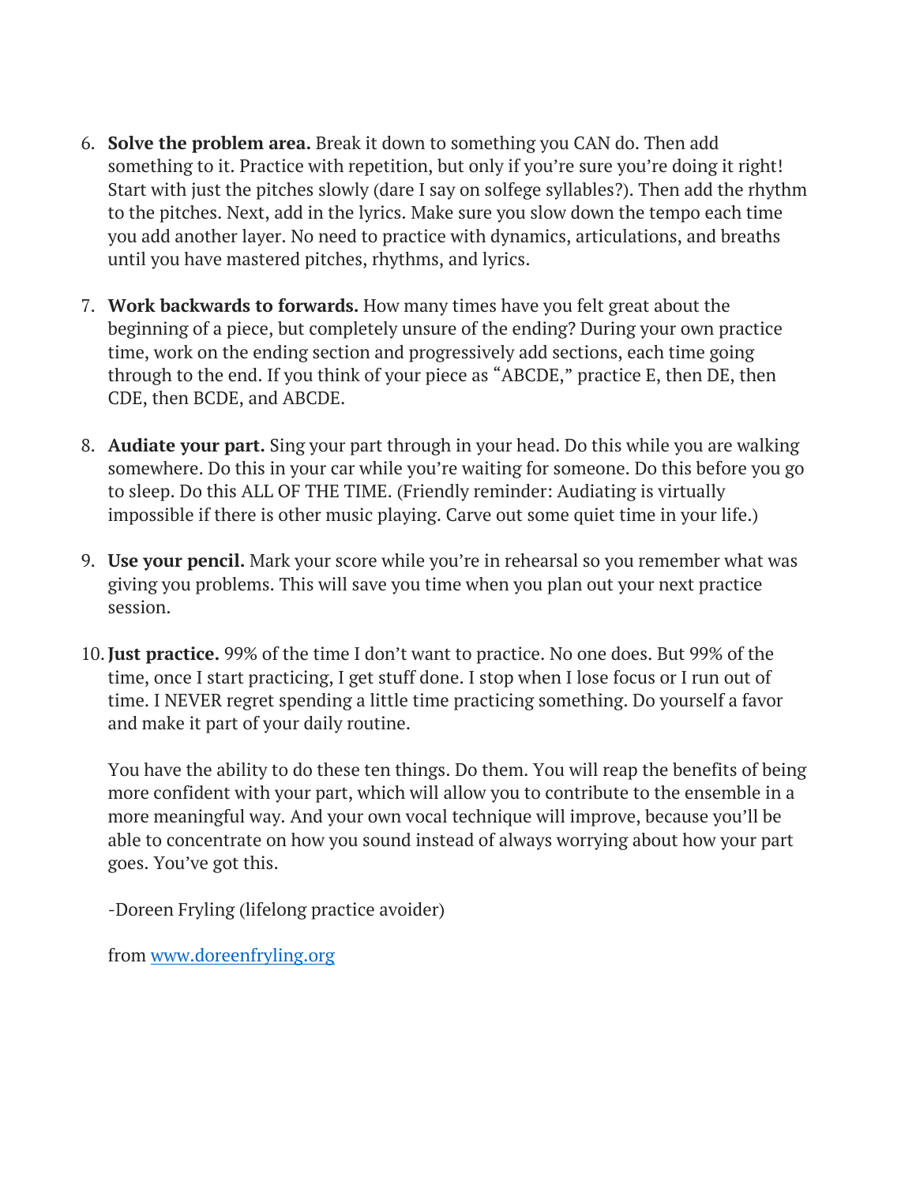6. **Solve the problem area.** Break it down to something you CAN do. Then add something to it. Practice with repetition, but only if you're sure you're doing it right! Start with just the pitches slowly (dare I say on solfege syllables?). Then add the rhythm to the pitches. Next, add in the lyrics. Make sure you slow down the tempo each time you add another layer. No need to practice with dynamics, articulations, and breaths until you have mastered pitches, rhythms, and lyrics.

7. **Work backwards to forwards.** How many times have you felt great about the beginning of a piece, but completely unsure of the ending? During your own practice time, work on the ending section and progressively add sections, each time going through to the end. If you think of your piece as "ABCDE," practice E, then DE, then CDE, then BCDE, and ABCDE.

8. **Audiate your part.** Sing your part through in your head. Do this while you are walking somewhere. Do this in your car while you're waiting for someone. Do this before you go to sleep. Do this ALL OF THE TIME. (Friendly reminder: Audiating is virtually impossible if there is other music playing. Carve out some quiet time in your life.)

9. **Use your pencil.** Mark your score while you're in rehearsal so you remember what was giving you problems. This will save you time when you plan out your next practice session.

10. **Just practice.** 99% of the time I don't want to practice. No one does. But 99% of the time, once I start practicing, I get stuff done. I stop when I lose focus or I run out of time. I NEVER regret spending a little time practicing something. Do yourself a favor and make it part of your daily routine.

    You have the ability to do these ten things. Do them. You will reap the benefits of being more confident with your part, which will allow you to contribute to the ensemble in a more meaningful way. And your own vocal technique will improve, because you'll be able to concentrate on how you sound instead of always worrying about how your part goes. You've got this.

    -Doreen Fryling (lifelong practice avoider)

    from [www.doreenfryling.org](http://www.doreenfryling.org)